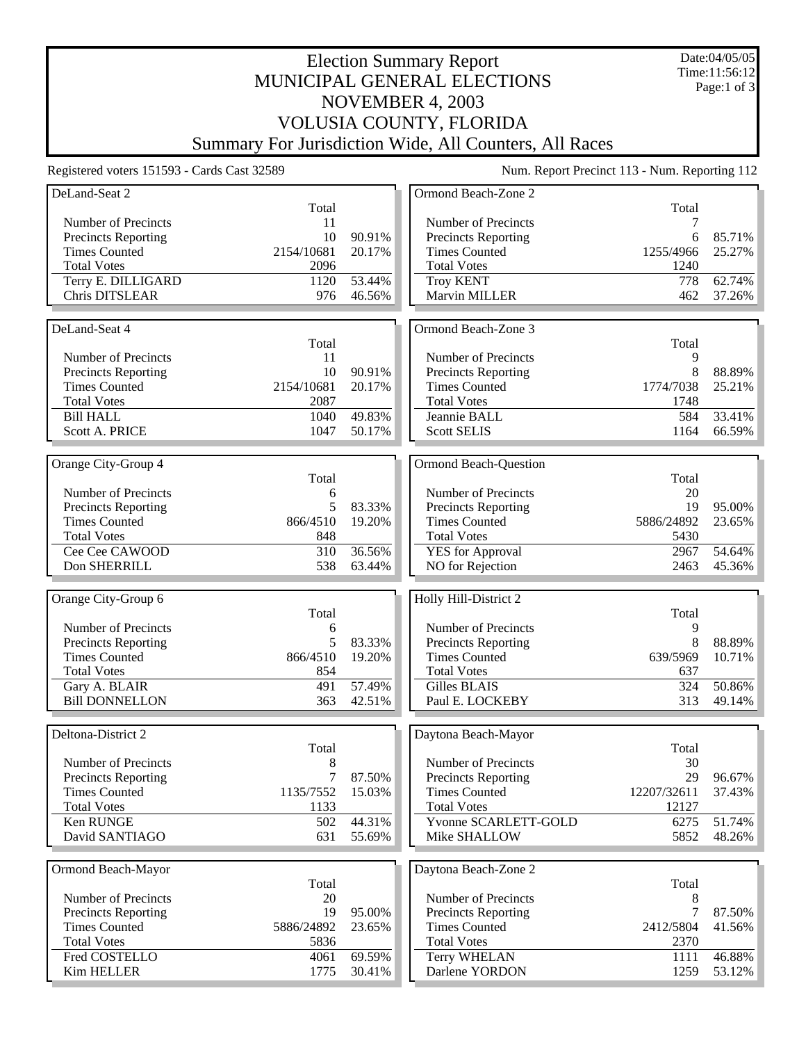# Election Summary Report
## MUNICIPAL GENERAL ELECTIONS
## NOVEMBER 4, 2003
## VOLUSIA COUNTY, FLORIDA
## Summary For Jurisdiction Wide, All Counters, All Races

Date:04/05/05
Time:11:56:12

Registered voters 151593 - Cards Cast 32589

Num. Report Precinct 113 - Num. Reporting 112

### DeLand-Seat 2

| | Total | |
|---|---|---|
| Number of Precincts | 11 | |
| Precincts Reporting | 10 | 90.91% |
| Times Counted | 2154/10681 | 20.17% |
| Total Votes | 2096 | |
| Terry E. DILLIGARD | 1120 | 53.44% |
| Chris DITSLEAR | 976 | 46.56% |

### DeLand-Seat 4

| | Total | |
|---|---|---|
| Number of Precincts | 11 | |
| Precincts Reporting | 10 | 90.91% |
| Times Counted | 2154/10681 | 20.17% |
| Total Votes | 2087 | |
| Bill HALL | 1040 | 49.83% |
| Scott A. PRICE | 1047 | 50.17% |

### Orange City-Group 4

| | Total | |
|---|---|---|
| Number of Precincts | 6 | |
| Precincts Reporting | 5 | 83.33% |
| Times Counted | 866/4510 | 19.20% |
| Total Votes | 848 | |
| Cee Cee CAWOOD | 310 | 36.56% |
| Don SHERRILL | 538 | 63.44% |

### Orange City-Group 6

| | Total | |
|---|---|---|
| Number of Precincts | 6 | |
| Precincts Reporting | 5 | 83.33% |
| Times Counted | 866/4510 | 19.20% |
| Total Votes | 854 | |
| Gary A. BLAIR | 491 | 57.49% |
| Bill DONNELLON | 363 | 42.51% |

### Deltona-District 2

| | Total | |
|---|---|---|
| Number of Precincts | 8 | |
| Precincts Reporting | 7 | 87.50% |
| Times Counted | 1135/7552 | 15.03% |
| Total Votes | 1133 | |
| Ken RUNGE | 502 | 44.31% |
| David SANTIAGO | 631 | 55.69% |

### Ormond Beach-Mayor

| | Total | |
|---|---|---|
| Number of Precincts | 20 | |
| Precincts Reporting | 19 | 95.00% |
| Times Counted | 5886/24892 | 23.65% |
| Total Votes | 5836 | |
| Fred COSTELLO | 4061 | 69.59% |
| Kim HELLER | 1775 | 30.41% |

### Ormond Beach-Zone 2

| | Total | |
|---|---|---|
| Number of Precincts | 7 | |
| Precincts Reporting | 6 | 85.71% |
| Times Counted | 1255/4966 | 25.27% |
| Total Votes | 1240 | |
| Troy KENT | 778 | 62.74% |
| Marvin MILLER | 462 | 37.26% |

### Ormond Beach-Zone 3

| | Total | |
|---|---|---|
| Number of Precincts | 9 | |
| Precincts Reporting | 8 | 88.89% |
| Times Counted | 1774/7038 | 25.21% |
| Total Votes | 1748 | |
| Jeannie BALL | 584 | 33.41% |
| Scott SELIS | 1164 | 66.59% |

### Ormond Beach-Question

| | Total | |
|---|---|---|
| Number of Precincts | 20 | |
| Precincts Reporting | 19 | 95.00% |
| Times Counted | 5886/24892 | 23.65% |
| Total Votes | 5430 | |
| YES for Approval | 2967 | 54.64% |
| NO for Rejection | 2463 | 45.36% |

### Holly Hill-District 2

| | Total | |
|---|---|---|
| Number of Precincts | 9 | |
| Precincts Reporting | 8 | 88.89% |
| Times Counted | 639/5969 | 10.71% |
| Total Votes | 637 | |
| Gilles BLAIS | 324 | 50.86% |
| Paul E. LOCKEBY | 313 | 49.14% |

### Daytona Beach-Mayor

| | Total | |
|---|---|---|
| Number of Precincts | 30 | |
| Precincts Reporting | 29 | 96.67% |
| Times Counted | 12207/32611 | 37.43% |
| Total Votes | 12127 | |
| Yvonne SCARLETT-GOLD | 6275 | 51.74% |
| Mike SHALLOW | 5852 | 48.26% |

### Daytona Beach-Zone 2

| | Total | |
|---|---|---|
| Number of Precincts | 8 | |
| Precincts Reporting | 7 | 87.50% |
| Times Counted | 2412/5804 | 41.56% |
| Total Votes | 2370 | |
| Terry WHELAN | 1111 | 46.88% |
| Darlene YORDON | 1259 | 53.12% |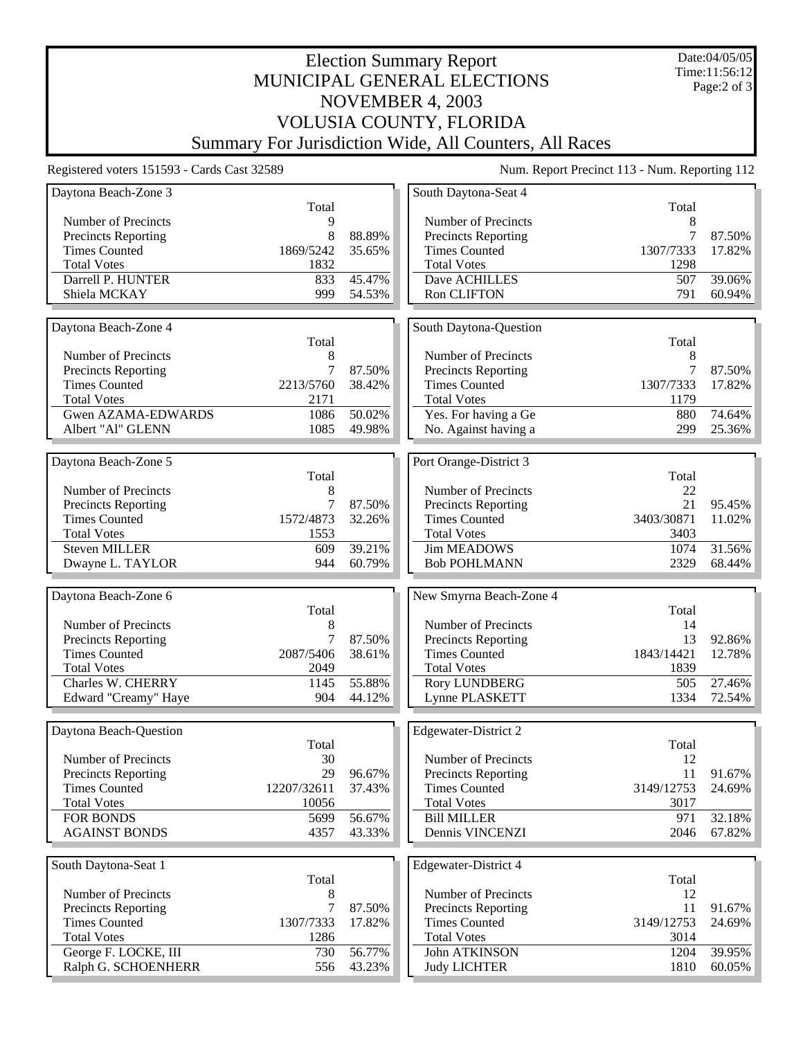# Election Summary Report
# MUNICIPAL GENERAL ELECTIONS
# NOVEMBER 4, 2003
# VOLUSIA COUNTY, FLORIDA
# Summary For Jurisdiction Wide, All Counters, All Races

Date:04/05/05
Time:11:56:12

Registered voters 151593 - Cards Cast 32589

Num. Report Precinct 113 - Num. Reporting 112

### Daytona Beach-Zone 3

| | Total | |
|---|---|---|
| Number of Precincts | 9 | |
| Precincts Reporting | 8 | 88.89% |
| Times Counted | 1869/5242 | 35.65% |
| Total Votes | 1832 | |
| Darrell P. HUNTER | 833 | 45.47% |
| Shiela MCKAY | 999 | 54.53% |

### Daytona Beach-Zone 4

| | Total | |
|---|---|---|
| Number of Precincts | 8 | |
| Precincts Reporting | 7 | 87.50% |
| Times Counted | 2213/5760 | 38.42% |
| Total Votes | 2171 | |
| Gwen AZAMA-EDWARDS | 1086 | 50.02% |
| Albert "Al" GLENN | 1085 | 49.98% |

### Daytona Beach-Zone 5

| | Total | |
|---|---|---|
| Number of Precincts | 8 | |
| Precincts Reporting | 7 | 87.50% |
| Times Counted | 1572/4873 | 32.26% |
| Total Votes | 1553 | |
| Steven MILLER | 609 | 39.21% |
| Dwayne L. TAYLOR | 944 | 60.79% |

### Daytona Beach-Zone 6

| | Total | |
|---|---|---|
| Number of Precincts | 8 | |
| Precincts Reporting | 7 | 87.50% |
| Times Counted | 2087/5406 | 38.61% |
| Total Votes | 2049 | |
| Charles W. CHERRY | 1145 | 55.88% |
| Edward "Creamy" Haye | 904 | 44.12% |

### Daytona Beach-Question

| | Total | |
|---|---|---|
| Number of Precincts | 30 | |
| Precincts Reporting | 29 | 96.67% |
| Times Counted | 12207/32611 | 37.43% |
| Total Votes | 10056 | |
| FOR BONDS | 5699 | 56.67% |
| AGAINST BONDS | 4357 | 43.33% |

### South Daytona-Seat 1

| | Total | |
|---|---|---|
| Number of Precincts | 8 | |
| Precincts Reporting | 7 | 87.50% |
| Times Counted | 1307/7333 | 17.82% |
| Total Votes | 1286 | |
| George F. LOCKE, III | 730 | 56.77% |
| Ralph G. SCHOENHERR | 556 | 43.23% |

### South Daytona-Seat 4

| | Total | |
|---|---|---|
| Number of Precincts | 8 | |
| Precincts Reporting | 7 | 87.50% |
| Times Counted | 1307/7333 | 17.82% |
| Total Votes | 1298 | |
| Dave ACHILLES | 507 | 39.06% |
| Ron CLIFTON | 791 | 60.94% |

### South Daytona-Question

| | Total | |
|---|---|---|
| Number of Precincts | 8 | |
| Precincts Reporting | 7 | 87.50% |
| Times Counted | 1307/7333 | 17.82% |
| Total Votes | 1179 | |
| Yes. For having a Ge | 880 | 74.64% |
| No. Against having a | 299 | 25.36% |

### Port Orange-District 3

| | Total | |
|---|---|---|
| Number of Precincts | 22 | |
| Precincts Reporting | 21 | 95.45% |
| Times Counted | 3403/30871 | 11.02% |
| Total Votes | 3403 | |
| Jim MEADOWS | 1074 | 31.56% |
| Bob POHLMANN | 2329 | 68.44% |

### New Smyrna Beach-Zone 4

| | Total | |
|---|---|---|
| Number of Precincts | 14 | |
| Precincts Reporting | 13 | 92.86% |
| Times Counted | 1843/14421 | 12.78% |
| Total Votes | 1839 | |
| Rory LUNDBERG | 505 | 27.46% |
| Lynne PLASKETT | 1334 | 72.54% |

### Edgewater-District 2

| | Total | |
|---|---|---|
| Number of Precincts | 12 | |
| Precincts Reporting | 11 | 91.67% |
| Times Counted | 3149/12753 | 24.69% |
| Total Votes | 3017 | |
| Bill MILLER | 971 | 32.18% |
| Dennis VINCENZI | 2046 | 67.82% |

### Edgewater-District 4

| | Total | |
|---|---|---|
| Number of Precincts | 12 | |
| Precincts Reporting | 11 | 91.67% |
| Times Counted | 3149/12753 | 24.69% |
| Total Votes | 3014 | |
| John ATKINSON | 1204 | 39.95% |
| Judy LICHTER | 1810 | 60.05% |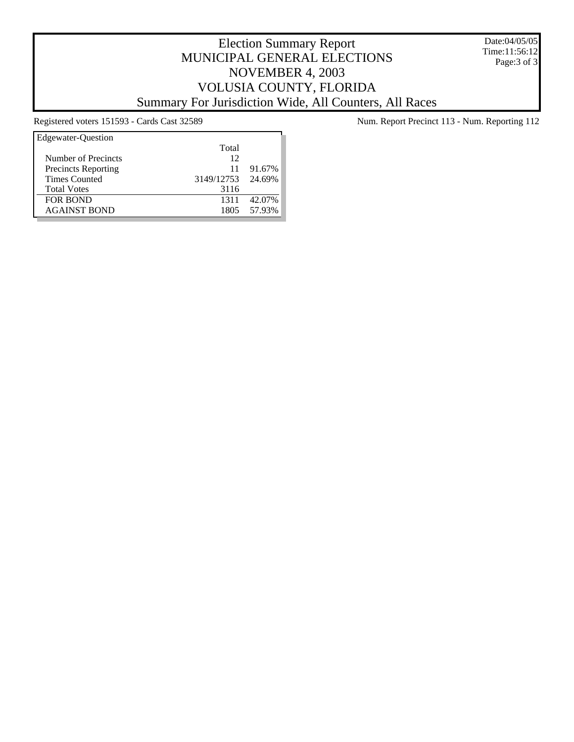# Election Summary Report
## MUNICIPAL GENERAL ELECTIONS
## NOVEMBER 4, 2003
## VOLUSIA COUNTY, FLORIDA
## Summary For Jurisdiction Wide, All Counters, All Races

Date:04/05/05
Time:11:56:12

Registered voters 151593 - Cards Cast 32589

Num. Report Precinct 113 - Num. Reporting 112

| Edgewater-Question | | |
|---|---|---|
| | Total | |
| Number of Precincts | 12 | |
| Precincts Reporting | 11 | 91.67% |
| Times Counted | 3149/12753 | 24.69% |
| Total Votes | 3116 | |
| FOR BOND | 1311 | 42.07% |
| AGAINST BOND | 1805 | 57.93% |